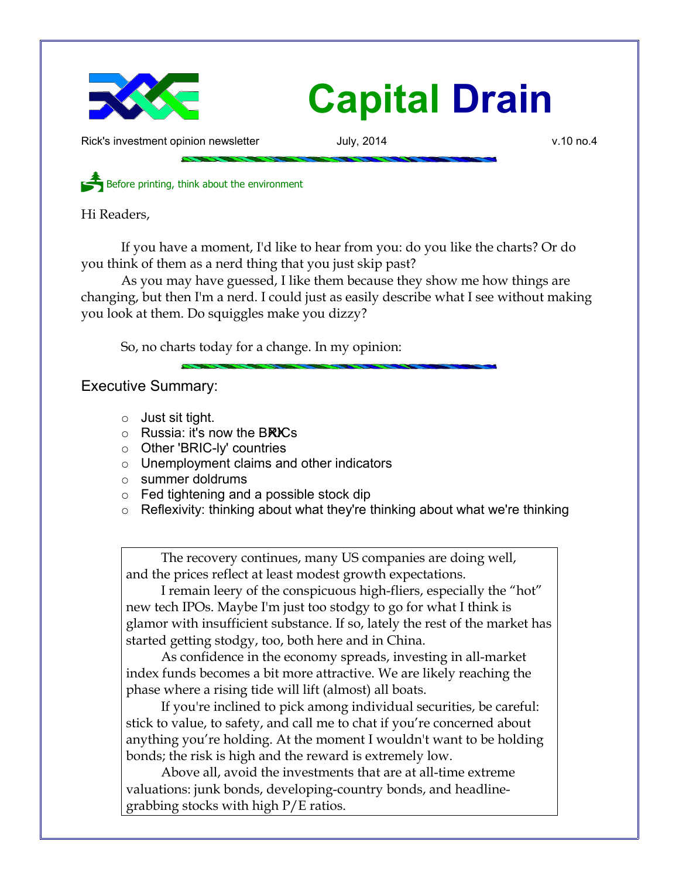# Capital Drain

Rick's investment opinion newsletter July, 2014 v.10 no.4

Before printing, think about the environment

Hi Readers,

If you have a moment, I'd like to hear from you: do you like the charts? Or do you think of them as a nerd thing that you just skip past?

As you may have guessed, I like them because they show me how things are changing, but then I'm a nerd. I could just as easily describe what I see without making you look at them. Do squiggles make you dizzy?

So, no charts today for a change. In my opinion:

## Executive Summary:

- Just sit tight.
- Russia: it's now the BRICs
- Other 'BRIC-ly' countries
- Unemployment claims and other indicators
- summer doldrums
- Fed tightening and a possible stock dip
- Reflexivity: thinking about what they're thinking about what we're thinking

The recovery continues, many US companies are doing well, and the prices reflect at least modest growth expectations.

I remain leery of the conspicuous high-fliers, especially the "hot" new tech IPOs. Maybe I'm just too stodgy to go for what I think is glamor with insufficient substance. If so, lately the rest of the market has started getting stodgy, too, both here and in China.

As confidence in the economy spreads, investing in all-market index funds becomes a bit more attractive. We are likely reaching the phase where a rising tide will lift (almost) all boats.

If you're inclined to pick among individual securities, be careful: stick to value, to safety, and call me to chat if you're concerned about anything you're holding. At the moment I wouldn't want to be holding bonds; the risk is high and the reward is extremely low.

Above all, avoid the investments that are at all-time extreme valuations: junk bonds, developing-country bonds, and headline-grabbing stocks with high P/E ratios.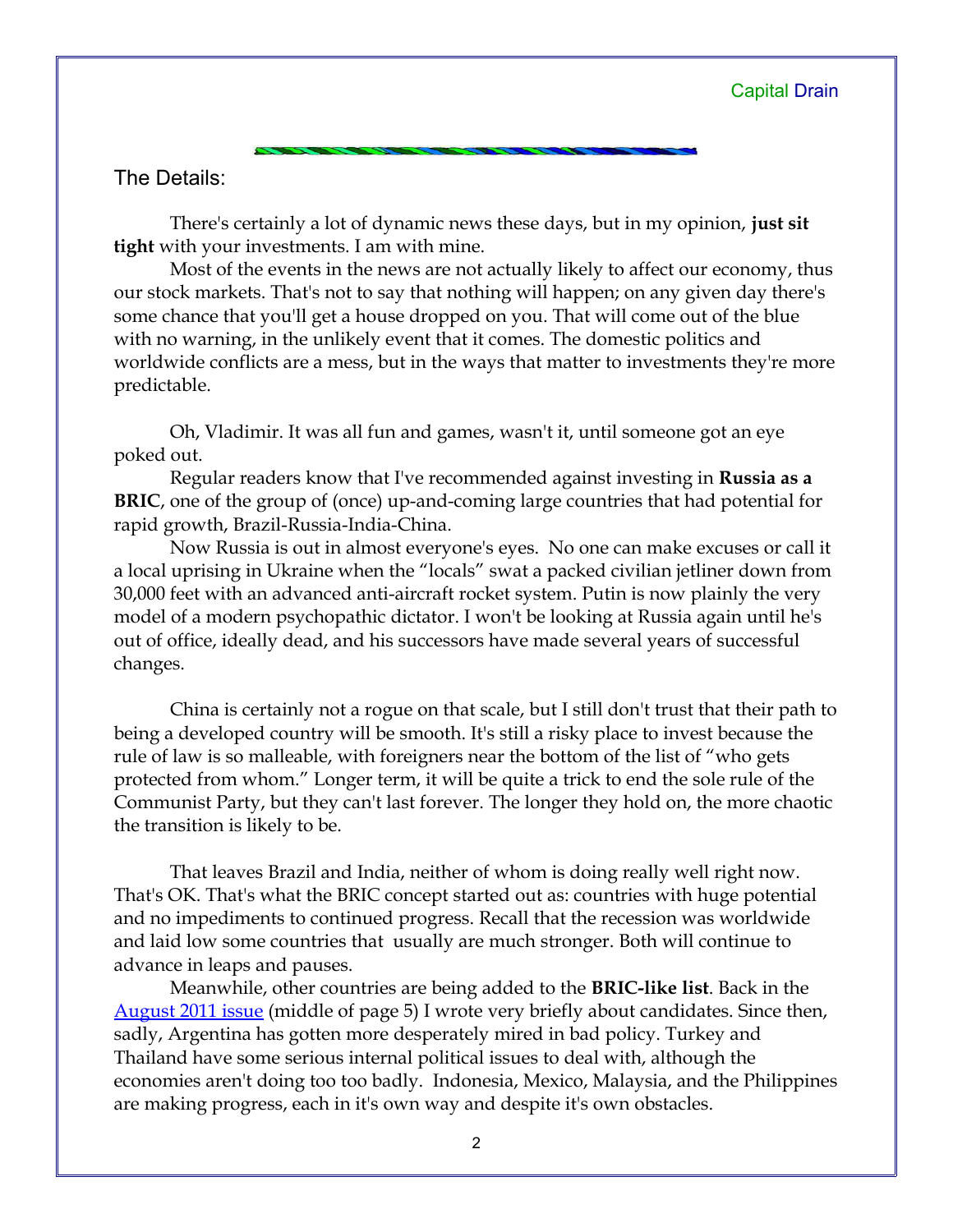## The Details:

There's certainly a lot of dynamic news these days, but in my opinion, **just sit tight** with your investments. I am with mine.

Most of the events in the news are not actually likely to affect our economy, thus our stock markets. That's not to say that nothing will happen; on any given day there's some chance that you'll get a house dropped on you. That will come out of the blue with no warning, in the unlikely event that it comes. The domestic politics and worldwide conflicts are a mess, but in the ways that matter to investments they're more predictable.

Oh, Vladimir. It was all fun and games, wasn't it, until someone got an eye poked out.

Regular readers know that I've recommended against investing in **Russia as a BRIC**, one of the group of (once) up-and-coming large countries that had potential for rapid growth, Brazil-Russia-India-China.

Now Russia is out in almost everyone's eyes. No one can make excuses or call it a local uprising in Ukraine when the "locals" swat a packed civilian jetliner down from 30,000 feet with an advanced anti-aircraft rocket system. Putin is now plainly the very model of a modern psychopathic dictator. I won't be looking at Russia again until he's out of office, ideally dead, and his successors have made several years of successful changes.

China is certainly not a rogue on that scale, but I still don't trust that their path to being a developed country will be smooth. It's still a risky place to invest because the rule of law is so malleable, with foreigners near the bottom of the list of "who gets protected from whom." Longer term, it will be quite a trick to end the sole rule of the Communist Party, but they can't last forever. The longer they hold on, the more chaotic the transition is likely to be.

That leaves Brazil and India, neither of whom is doing really well right now. That's OK. That's what the BRIC concept started out as: countries with huge potential and no impediments to continued progress. Recall that the recession was worldwide and laid low some countries that usually are much stronger. Both will continue to advance in leaps and pauses.

Meanwhile, other countries are being added to the **BRIC-like list**. Back in the August 2011 issue (middle of page 5) I wrote very briefly about candidates. Since then, sadly, Argentina has gotten more desperately mired in bad policy. Turkey and Thailand have some serious internal political issues to deal with, although the economies aren't doing too too badly. Indonesia, Mexico, Malaysia, and the Philippines are making progress, each in it's own way and despite it's own obstacles.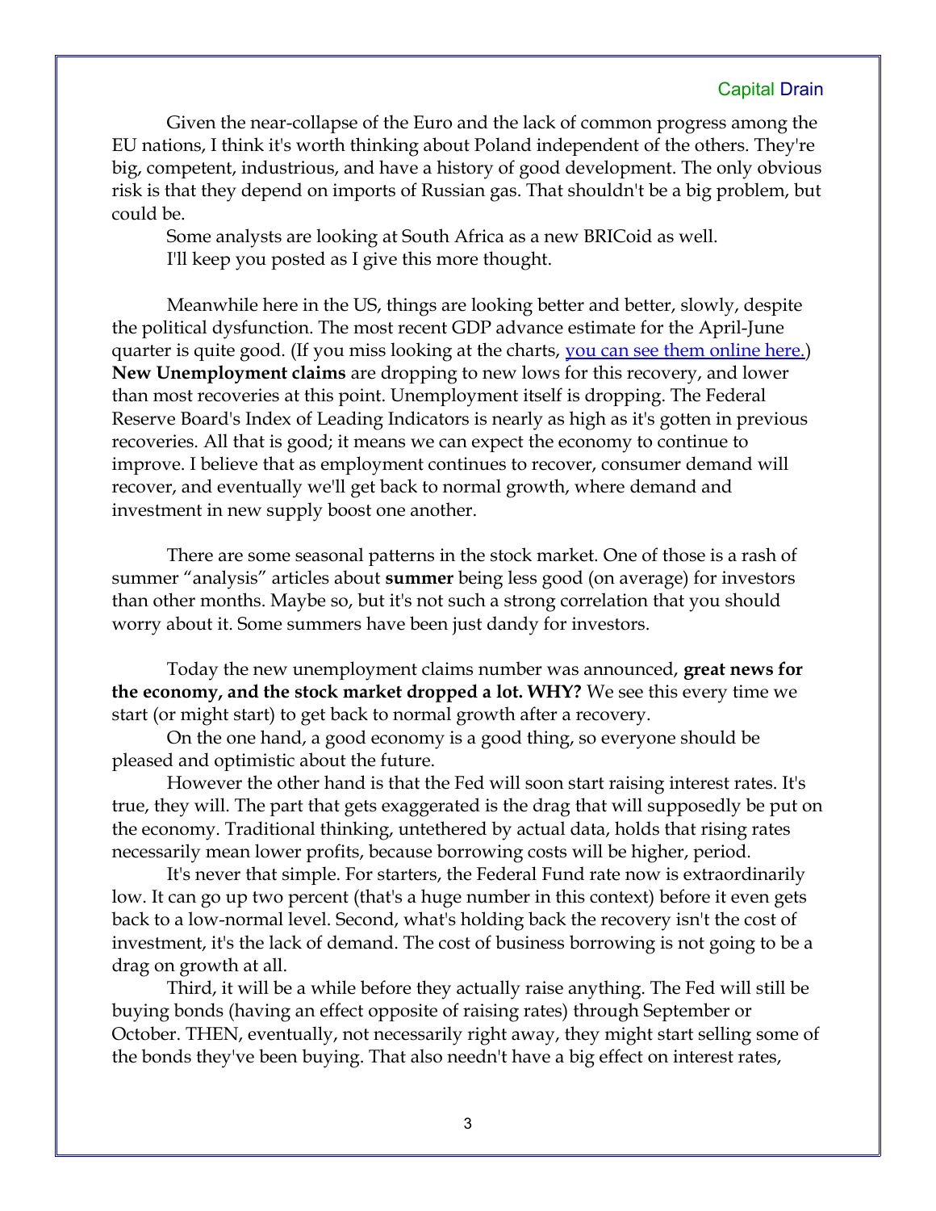Given the near-collapse of the Euro and the lack of common progress among the EU nations, I think it's worth thinking about Poland independent of the others. They're big, competent, industrious, and have a history of good development. The only obvious risk is that they depend on imports of Russian gas. That shouldn't be a big problem, but could be.

Some analysts are looking at South Africa as a new BRICoid as well.

I'll keep you posted as I give this more thought.

Meanwhile here in the US, things are looking better and better, slowly, despite the political dysfunction. The most recent GDP advance estimate for the April-June quarter is quite good. (If you miss looking at the charts, [you can see them online here.](#)) **New Unemployment claims** are dropping to new lows for this recovery, and lower than most recoveries at this point. Unemployment itself is dropping. The Federal Reserve Board's Index of Leading Indicators is nearly as high as it's gotten in previous recoveries. All that is good; it means we can expect the economy to continue to improve. I believe that as employment continues to recover, consumer demand will recover, and eventually we'll get back to normal growth, where demand and investment in new supply boost one another.

There are some seasonal patterns in the stock market. One of those is a rash of summer "analysis" articles about **summer** being less good (on average) for investors than other months. Maybe so, but it's not such a strong correlation that you should worry about it. Some summers have been just dandy for investors.

Today the new unemployment claims number was announced, **great news for the economy, and the stock market dropped a lot. WHY?** We see this every time we start (or might start) to get back to normal growth after a recovery.

On the one hand, a good economy is a good thing, so everyone should be pleased and optimistic about the future.

However the other hand is that the Fed will soon start raising interest rates. It's true, they will. The part that gets exaggerated is the drag that will supposedly be put on the economy. Traditional thinking, untethered by actual data, holds that rising rates necessarily mean lower profits, because borrowing costs will be higher, period.

It's never that simple. For starters, the Federal Fund rate now is extraordinarily low. It can go up two percent (that's a huge number in this context) before it even gets back to a low-normal level. Second, what's holding back the recovery isn't the cost of investment, it's the lack of demand. The cost of business borrowing is not going to be a drag on growth at all.

Third, it will be a while before they actually raise anything. The Fed will still be buying bonds (having an effect opposite of raising rates) through September or October. THEN, eventually, not necessarily right away, they might start selling some of the bonds they've been buying. That also needn't have a big effect on interest rates,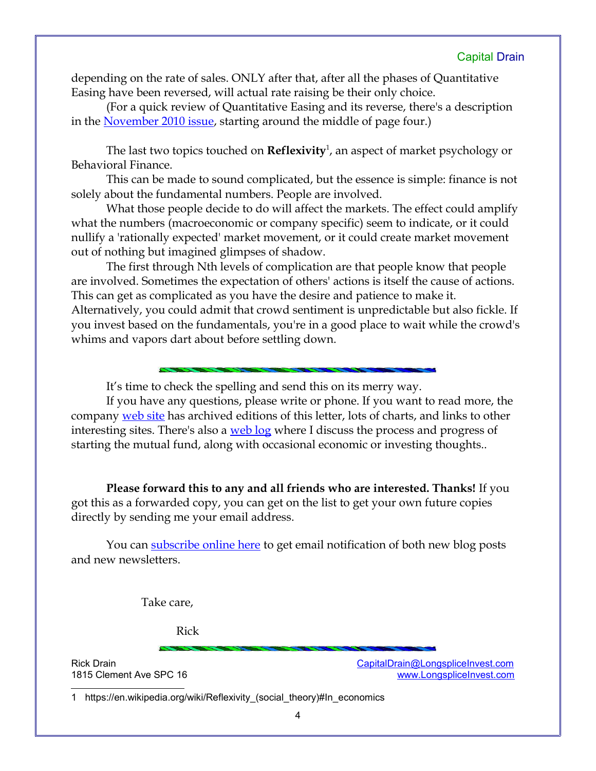depending on the rate of sales. ONLY after that, after all the phases of Quantitative Easing have been reversed, will actual rate raising be their only choice.

(For a quick review of Quantitative Easing and its reverse, there's a description in the [November 2010 issue](), starting around the middle of page four.)

The last two topics touched on **Reflexivity**[1], an aspect of market psychology or Behavioral Finance.

This can be made to sound complicated, but the essence is simple: finance is not solely about the fundamental numbers. People are involved.

What those people decide to do will affect the markets. The effect could amplify what the numbers (macroeconomic or company specific) seem to indicate, or it could nullify a 'rationally expected' market movement, or it could create market movement out of nothing but imagined glimpses of shadow.

The first through Nth levels of complication are that people know that people are involved. Sometimes the expectation of others' actions is itself the cause of actions. This can get as complicated as you have the desire and patience to make it. Alternatively, you could admit that crowd sentiment is unpredictable but also fickle. If you invest based on the fundamentals, you're in a good place to wait while the crowd's whims and vapors dart about before settling down.

---

It's time to check the spelling and send this on its merry way.

If you have any questions, please write or phone. If you want to read more, the company [web site]() has archived editions of this letter, lots of charts, and links to other interesting sites. There's also a [web log]() where I discuss the process and progress of starting the mutual fund, along with occasional economic or investing thoughts..

**Please forward this to any and all friends who are interested. Thanks!** If you got this as a forwarded copy, you can get on the list to get your own future copies directly by sending me your email address.

You can [subscribe online here]() to get email notification of both new blog posts and new newsletters.

Take care,

Rick

---

Rick Drain
1815 Clement Ave SPC 16

CapitalDrain@LongspliceInvest.com
www.LongspliceInvest.com

1 https://en.wikipedia.org/wiki/Reflexivity_(social_theory)#In_economics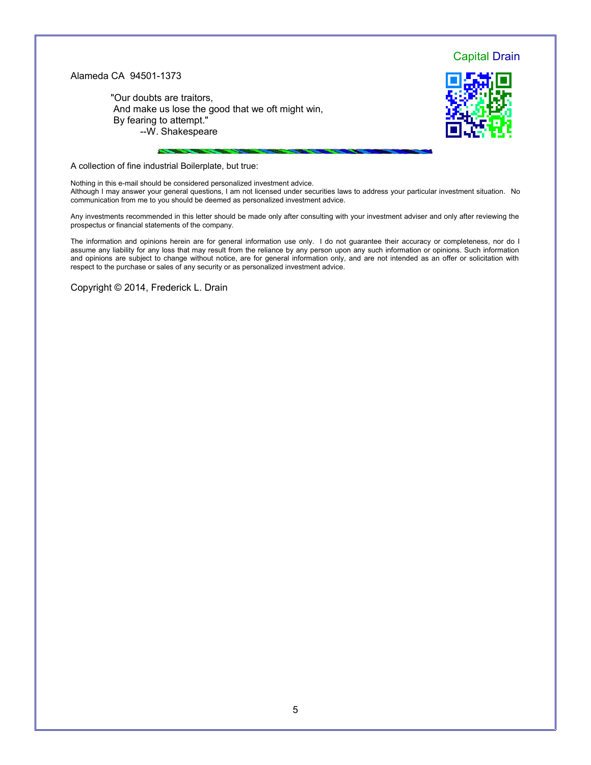Capital Drain

Alameda CA 94501-1373

"Our doubts are traitors,
And make us lose the good that we oft might win,
By fearing to attempt."
--W. Shakespeare

A collection of fine industrial Boilerplate, but true:

Nothing in this e-mail should be considered personalized investment advice.
Although I may answer your general questions, I am not licensed under securities laws to address your particular investment situation. No communication from me to you should be deemed as personalized investment advice.

Any investments recommended in this letter should be made only after consulting with your investment adviser and only after reviewing the prospectus or financial statements of the company.

The information and opinions herein are for general information use only. I do not guarantee their accuracy or completeness, nor do I assume any liability for any loss that may result from the reliance by any person upon any such information or opinions. Such information and opinions are subject to change without notice, are for general information only, and are not intended as an offer or solicitation with respect to the purchase or sales of any security or as personalized investment advice.

Copyright © 2014, Frederick L. Drain